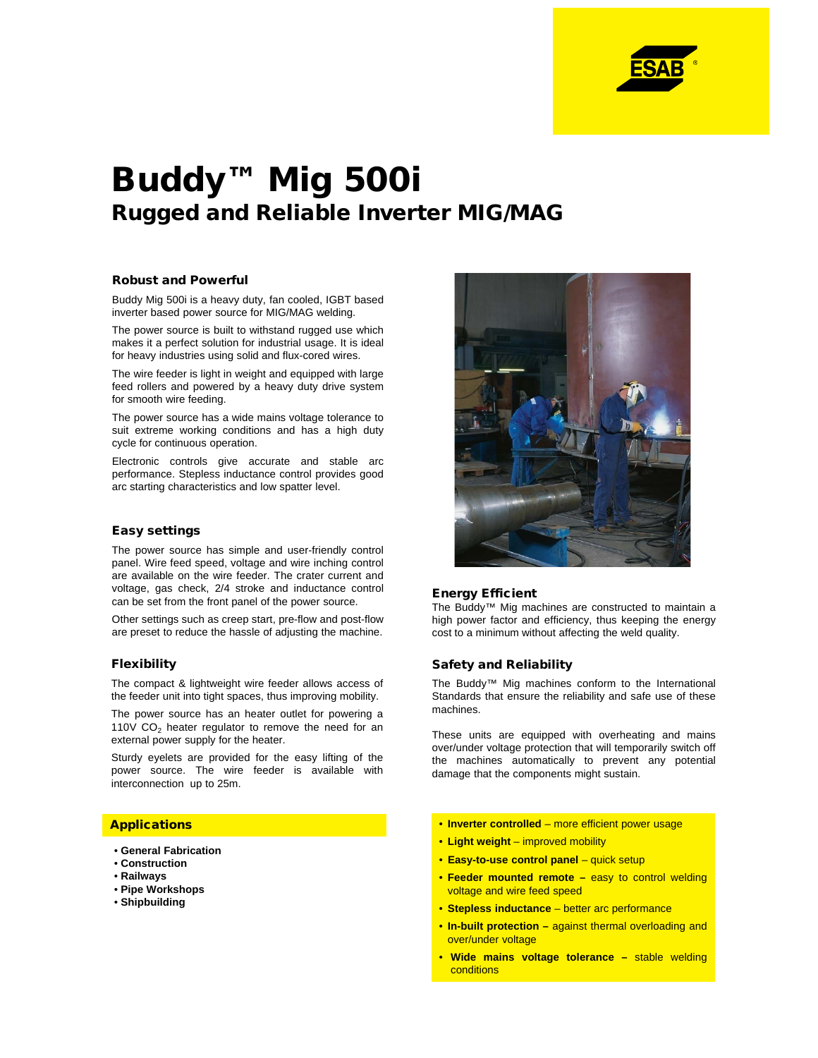# Buddy™ Mig 500i

## Rugged and Reliable Inverter MIG/MAG

### Robust and Powerful

Buddy Mig 500i is a heavy duty, fan cooled, IGBT based inverter based power source for MIG/MAG welding.

The power source is built to withstand rugged use which makes it a perfect solution for industrial usage. It is ideal for heavy industries using solid and flux-cored wires.

The wire feeder is light in weight and equipped with large feed rollers and powered by a heavy duty drive system for smooth wire feeding.

The power source has a wide mains voltage tolerance to suit extreme working conditions and has a high duty cycle for continuous operation.

Electronic controls give accurate and stable arc performance. Stepless inductance control provides good arc starting characteristics and low spatter level.

### Easy settings

The power source has simple and user-friendly control panel. Wire feed speed, voltage and wire inching control are available on the wire feeder. The crater current and voltage, gas check, 2/4 stroke and inductance control can be set from the front panel of the power source.

Other settings such as creep start, pre-flow and post-flow are preset to reduce the hassle of adjusting the machine.

### Flexibility

The compact & lightweight wire feeder allows access of the feeder unit into tight spaces, thus improving mobility.

The power source has an heater outlet for powering a 110V $CO_2$ heater regulator to remove the need for an external power supply for the heater.

Sturdy eyelets are provided for the easy lifting of the power source. The wire feeder is available with interconnection up to 25m.

### Applications

- **General Fabrication**
- **Construction**
- **Railways**
- **Pipe Workshops**
- **Shipbuilding**

### Energy Efficient

The Buddy™ Mig machines are constructed to maintain a high power factor and efficiency, thus keeping the energy cost to a minimum without affecting the weld quality.

### Safety and Reliability

The Buddy™ Mig machines conform to the International Standards that ensure the reliability and safe use of these machines.

These units are equipped with overheating and mains over/under voltage protection that will temporarily switch off the machines automatically to prevent any potential damage that the components might sustain.

- **Inverter controlled** – more efficient power usage
- **Light weight** – improved mobility
- **Easy-to-use control panel** – quick setup
- **Feeder mounted remote –** easy to control welding voltage and wire feed speed
- **Stepless inductance** – better arc performance
- **In-built protection –** against thermal overloading and over/under voltage
- **Wide mains voltage tolerance –** stable welding conditions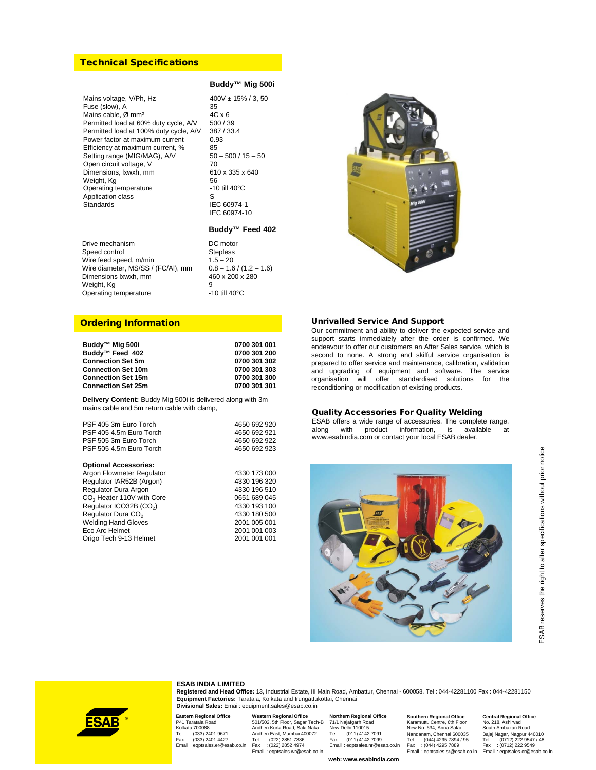## Technical Specifications

| | Buddy™ Mig 500i |
|---|---|
| Mains voltage, V/Ph, Hz | 400V ± 15% / 3, 50 |
| Fuse (slow), A | 35 |
| Mains cable, Ø mm² | 4C x 6 |
| Permitted load at 60% duty cycle, A/V | 500 / 39 |
| Permitted load at 100% duty cycle, A/V | 387 / 33.4 |
| Power factor at maximum current | 0.93 |
| Efficiency at maximum current, % | 85 |
| Setting range (MIG/MAG), A/V | 50 – 500 / 15 – 50 |
| Open circuit voltage, V | 70 |
| Dimensions, lxwxh, mm | 610 x 335 x 640 |
| Weight, Kg | 56 |
| Operating temperature | -10 till 40°C |
| Application class | S |
| Standards | IEC 60974-1<br>IEC 60974-10 |

| | Buddy™ Feed 402 |
|---|---|
| Drive mechanism | DC motor |
| Speed control | Stepless |
| Wire feed speed, m/min | 1.5 – 20 |
| Wire diameter, MS/SS / (FC/Al), mm | 0.8 – 1.6 / (1.2 – 1.6) |
| Dimensions lxwxh, mm | 460 x 200 x 280 |
| Weight, Kg | 9 |
| Operating temperature | -10 till 40°C |

## Ordering Information

| | |
|---|---|
| **Buddy™ Mig 500i** | **0700 301 001** |
| **Buddy™ Feed 402** | **0700 301 200** |
| **Connection Set 5m** | **0700 301 302** |
| **Connection Set 10m** | **0700 301 303** |
| **Connection Set 15m** | **0700 301 300** |
| **Connection Set 25m** | **0700 301 301** |

**Delivery Content:** Buddy Mig 500i is delivered along with 3m mains cable and 5m return cable with clamp,

| | |
|---|---|
| PSF 405 3m Euro Torch | 4650 692 920 |
| PSF 405 4.5m Euro Torch | 4650 692 921 |
| PSF 505 3m Euro Torch | 4650 692 922 |
| PSF 505 4.5m Euro Torch | 4650 692 923 |

**Optional Accessories:**

| | |
|---|---|
| Argon Flowmeter Regulator | 4330 173 000 |
| Regulator IAR52B (Argon) | 4330 196 320 |
| Regulator Dura Argon | 4330 196 510 |
| $CO_2$ Heater 110V with Core | 0651 689 045 |
| Regulator ICO32B ($CO_2$) | 4330 193 100 |
| Regulator Dura $CO_2$ | 4330 180 500 |
| Welding Hand Gloves | 2001 005 001 |
| Eco Arc Helmet | 2001 001 003 |
| Origo Tech 9-13 Helmet | 2001 001 001 |

## Unrivalled Service And Support

Our commitment and ability to deliver the expected service and support starts immediately after the order is confirmed. We endeavour to offer our customers an After Sales service, which is second to none. A strong and skilful service organisation is prepared to offer service and maintenance, calibration, validation and upgrading of equipment and software. The service organisation will offer standardised solutions for the reconditioning or modification of existing products.

## Quality Accessories For Quality Welding

ESAB offers a wide range of accessories. The complete range, along with product information, is available at www.esabindia.com or contact your local ESAB dealer.

ESAB reserves the right to alter specifications without prior notice

**ESAB INDIA LIMITED**
**Registered and Head Office:** 13, Industrial Estate, III Main Road, Ambattur, Chennai - 600058. Tel : 044-42281100 Fax : 044-42281150
**Equipment Factories:** Taratala, Kolkata and Irungattukottai, Chennai
**Divisional Sales:** Email: equipment.sales@esab.co.in

**Eastern Regional Office**
P41 Taratala Road
Kolkata 700088
Tel : (033) 2401 9671
Fax : (033) 2401 4427
Email : eqptsales.er@esab.co.in

**Western Regional Office**
501/502, 5th Floor, Sagar Tech-B
Andheri Kurla Road, Saki Naka
Andheri East, Mumbai 400072
Tel : (022) 2851 7386
Fax : (022) 2852 4974
Email : eqptsales.wr@esab.co.in

**Northern Regional Office**
71/1 Najafgarh Road
New Delhi 110015
Tel : (011) 4142 7091
Fax : (011) 4142 7099
Email : eqptsales.nr@esab.co.in

**Southern Regional Office**
Karamuttu Centre, 6th Floor
New No. 634, Anna Salai
Nandanam, Chennai 600035
Tel : (044) 4295 7894 / 95
Fax : (044) 4295 7889
Email : eqptsales.sr@esab.co.in

**Central Regional Office**
No. 218, Ashirvad
South Ambazari Road
Bajaj Nagar, Nagpur 440010
Tel : (0712) 222 9547 / 48
Fax : (0712) 222 9549
Email : eqptsales.cr@esab.co.in

**web: www.esabindia.com**